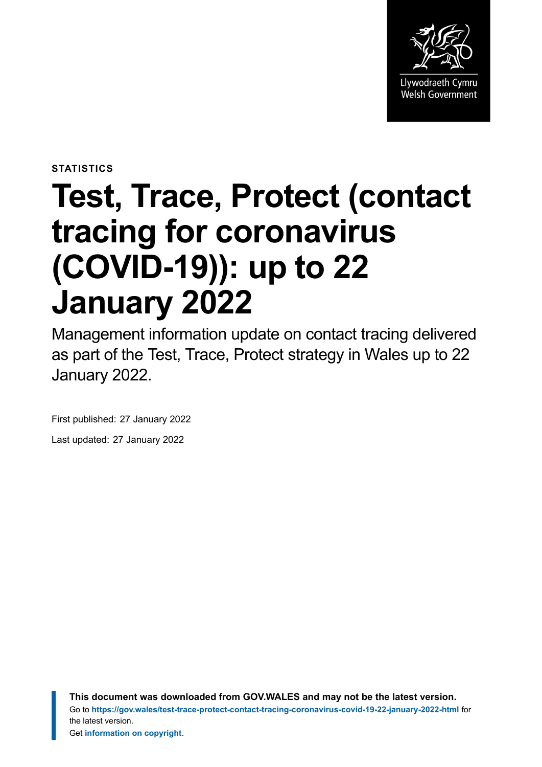STATISTICS

# Test, Trace, Protect (contact tracing for coronavirus (COVID-19)): up to 22 January 2022

Management information update on contact tracing delivered as part of the Test, Trace, Protect strategy in Wales up to 22 January 2022.

First published: 27 January 2022

Last updated: 27 January 2022

**This document was downloaded from GOV.WALES and may not be the latest version.**
Go to **https://gov.wales/test-trace-protect-contact-tracing-coronavirus-covid-19-22-january-2022-html** for the latest version.
Get **information on copyright**.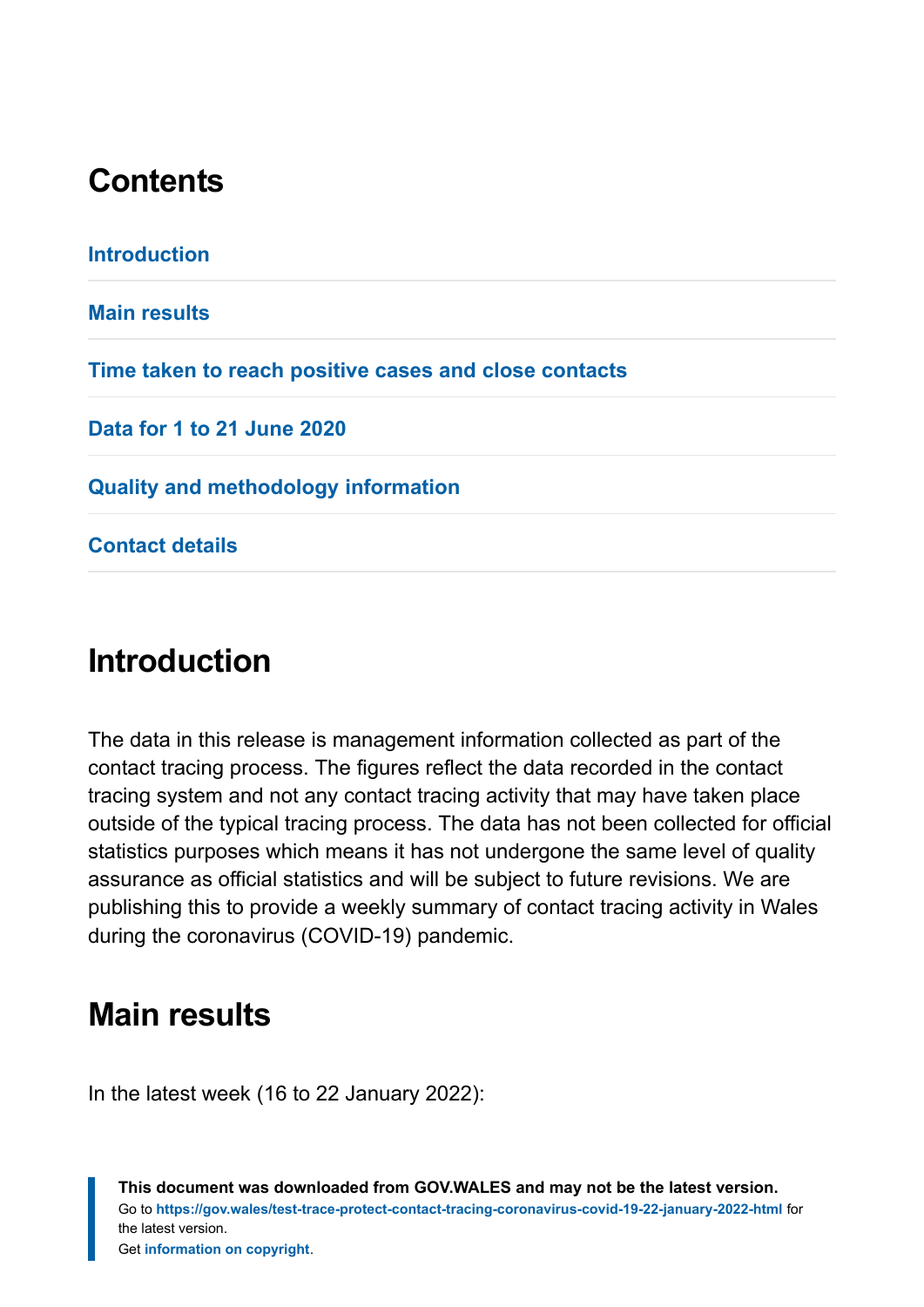## Contents

Introduction

Main results

Time taken to reach positive cases and close contacts

Data for 1 to 21 June 2020

Quality and methodology information

Contact details

## Introduction

The data in this release is management information collected as part of the contact tracing process. The figures reflect the data recorded in the contact tracing system and not any contact tracing activity that may have taken place outside of the typical tracing process. The data has not been collected for official statistics purposes which means it has not undergone the same level of quality assurance as official statistics and will be subject to future revisions. We are publishing this to provide a weekly summary of contact tracing activity in Wales during the coronavirus (COVID-19) pandemic.

## Main results

In the latest week (16 to 22 January 2022):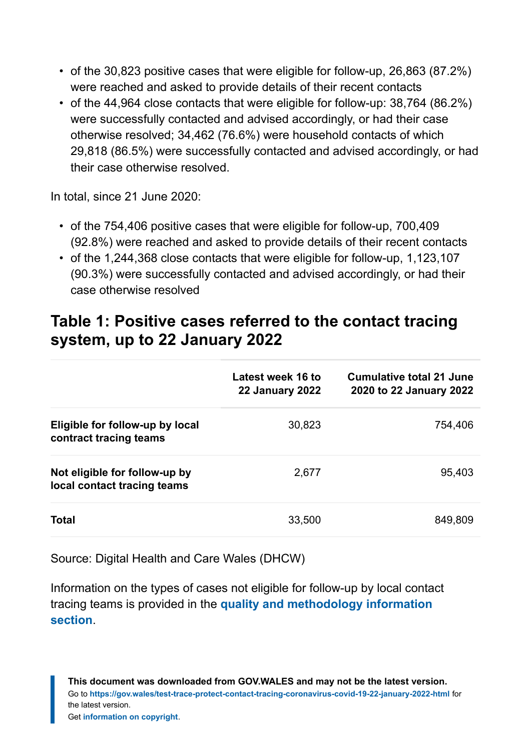- of the 30,823 positive cases that were eligible for follow-up, 26,863 (87.2%) were reached and asked to provide details of their recent contacts
- of the 44,964 close contacts that were eligible for follow-up: 38,764 (86.2%) were successfully contacted and advised accordingly, or had their case otherwise resolved; 34,462 (76.6%) were household contacts of which 29,818 (86.5%) were successfully contacted and advised accordingly, or had their case otherwise resolved.

In total, since 21 June 2020:

- of the 754,406 positive cases that were eligible for follow-up, 700,409 (92.8%) were reached and asked to provide details of their recent contacts
- of the 1,244,368 close contacts that were eligible for follow-up, 1,123,107 (90.3%) were successfully contacted and advised accordingly, or had their case otherwise resolved

## Table 1: Positive cases referred to the contact tracing system, up to 22 January 2022

| | Latest week 16 to 22 January 2022 | Cumulative total 21 June 2020 to 22 January 2022 |
|---|---|---|
| **Eligible for follow-up by local contract tracing teams** | 30,823 | 754,406 |
| **Not eligible for follow-up by local contact tracing teams** | 2,677 | 95,403 |
| **Total** | 33,500 | 849,809 |

Source: Digital Health and Care Wales (DHCW)

Information on the types of cases not eligible for follow-up by local contact tracing teams is provided in the **quality and methodology information section**.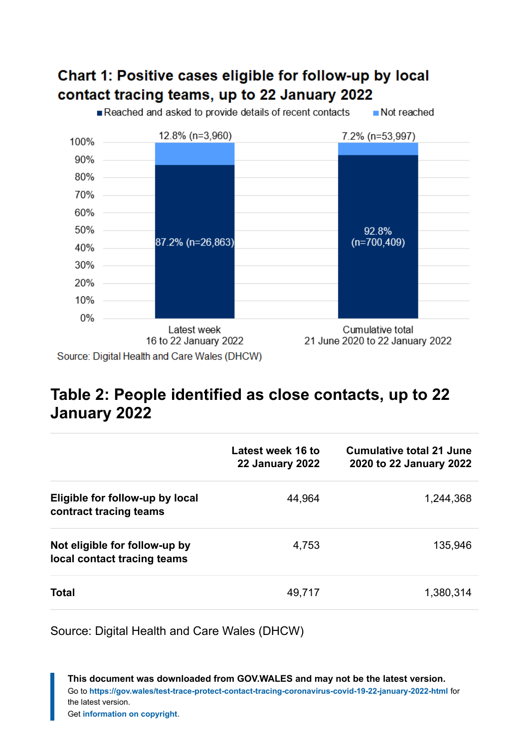## Chart 1: Positive cases eligible for follow-up by local contact tracing teams, up to 22 January 2022

| | Reached and asked to provide details of recent contacts | Not reached |
|---|---|---|
| Latest week 16 to 22 January 2022 | 87.2% (n=26,863) | 12.8% (n=3,960) |
| Cumulative total 21 June 2020 to 22 January 2022 | 92.8% (n=700,409) | 7.2% (n=53,997) |

Source: Digital Health and Care Wales (DHCW)

## Table 2: People identified as close contacts, up to 22 January 2022

| | Latest week 16 to 22 January 2022 | Cumulative total 21 June 2020 to 22 January 2022 |
|---|---|---|
| **Eligible for follow-up by local contract tracing teams** | 44,964 | 1,244,368 |
| **Not eligible for follow-up by local contact tracing teams** | 4,753 | 135,946 |
| **Total** | 49,717 | 1,380,314 |

Source: Digital Health and Care Wales (DHCW)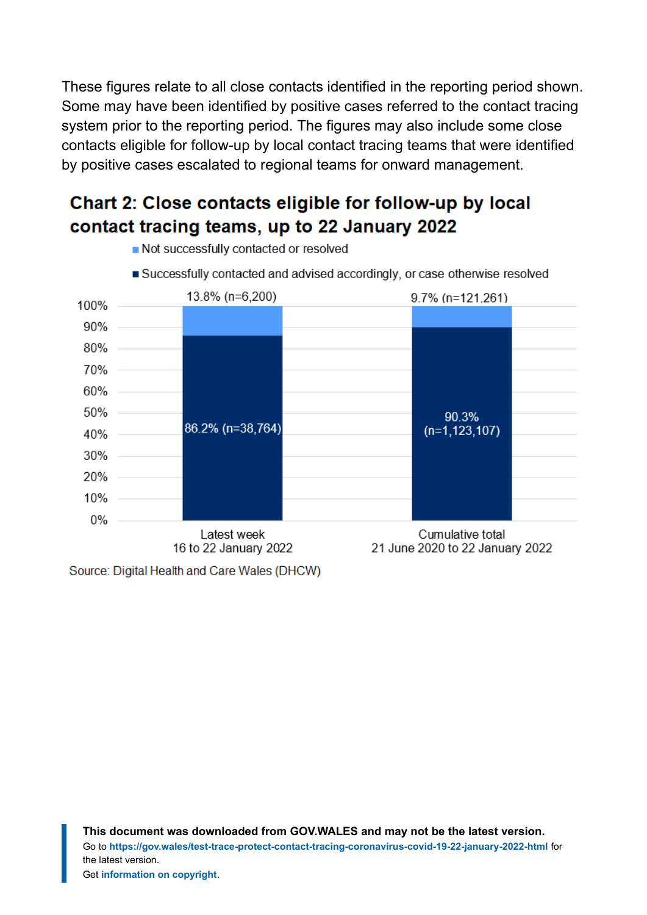These figures relate to all close contacts identified in the reporting period shown. Some may have been identified by positive cases referred to the contact tracing system prior to the reporting period. The figures may also include some close contacts eligible for follow-up by local contact tracing teams that were identified by positive cases escalated to regional teams for onward management.

## Chart 2: Close contacts eligible for follow-up by local contact tracing teams, up to 22 January 2022

| | Successfully contacted and advised accordingly, or case otherwise resolved | Not successfully contacted or resolved |
|---|---|---|
| Latest week 16 to 22 January 2022 | 86.2% (n=38,764) | 13.8% (n=6,200) |
| Cumulative total 21 June 2020 to 22 January 2022 | 90.3% (n=1,123,107) | 9.7% (n=121,261) |

Source: Digital Health and Care Wales (DHCW)

**This document was downloaded from GOV.WALES and may not be the latest version.**
Go to **https://gov.wales/test-trace-protect-contact-tracing-coronavirus-covid-19-22-january-2022-html** for the latest version.
Get **information on copyright**.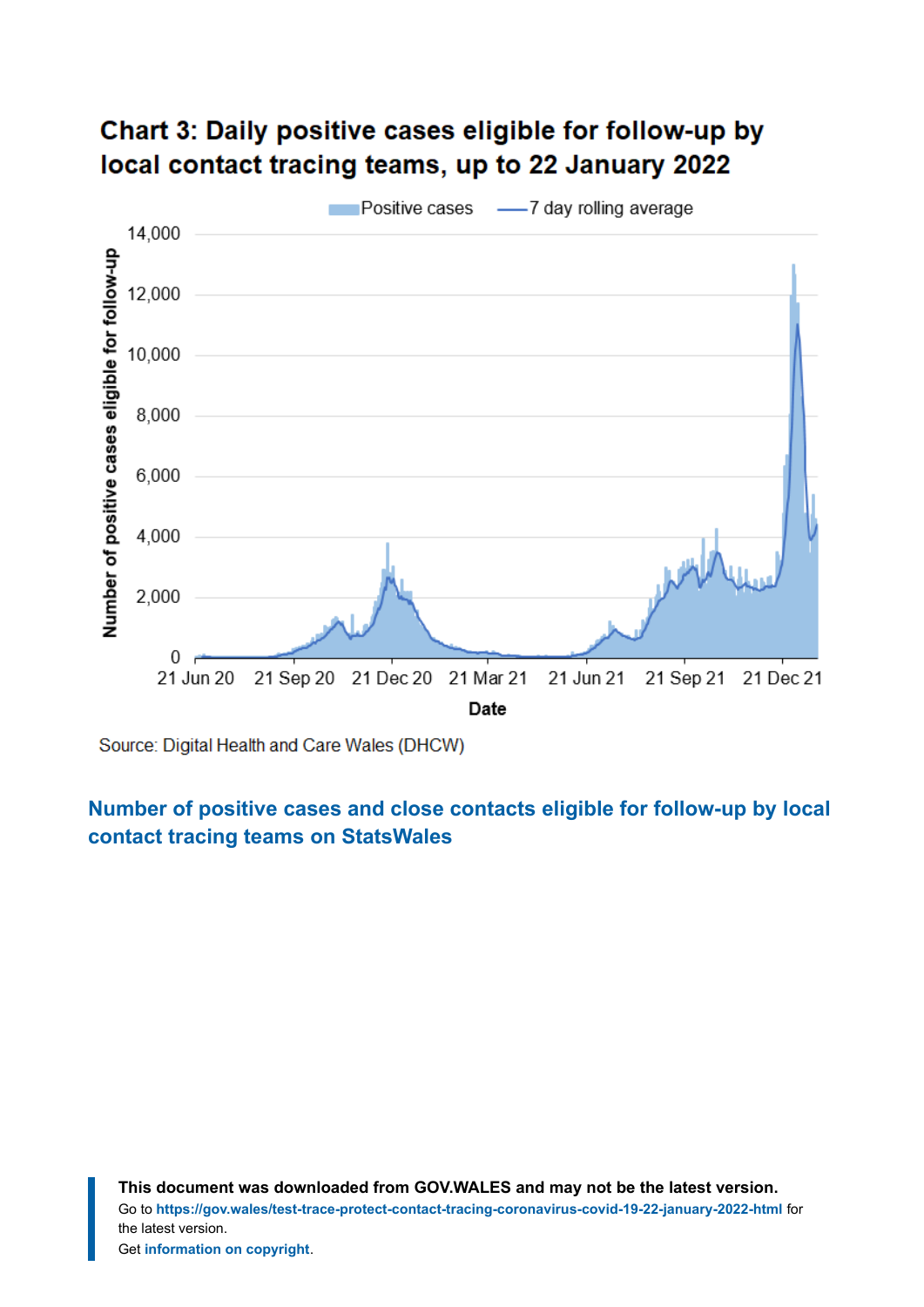## Chart 3: Daily positive cases eligible for follow-up by local contact tracing teams, up to 22 January 2022

Source: Digital Health and Care Wales (DHCW)

### Number of positive cases and close contacts eligible for follow-up by local contact tracing teams on StatsWales

**This document was downloaded from GOV.WALES and may not be the latest version.**
Go to **https://gov.wales/test-trace-protect-contact-tracing-coronavirus-covid-19-22-january-2022-html** for the latest version.
Get **information on copyright**.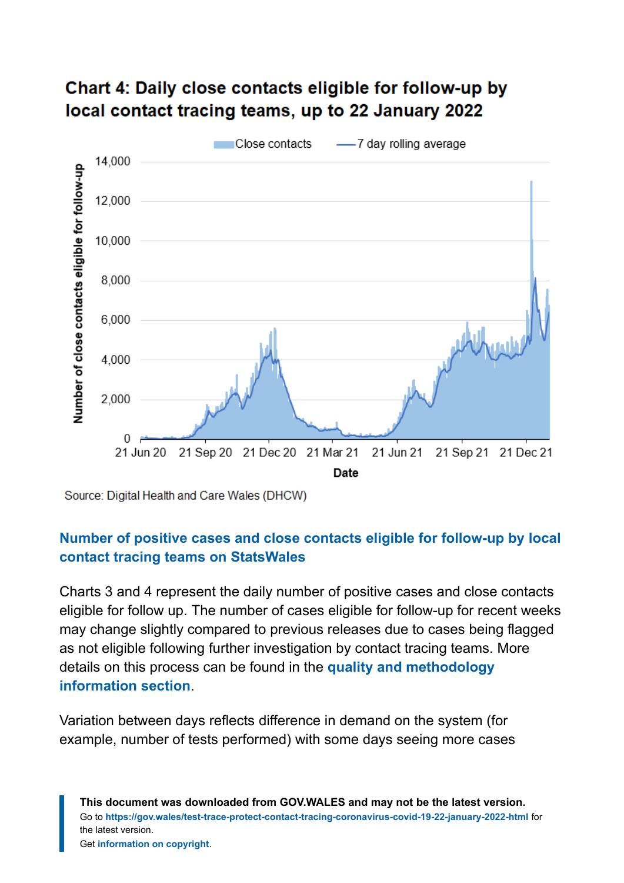## Chart 4: Daily close contacts eligible for follow-up by local contact tracing teams, up to 22 January 2022

Source: Digital Health and Care Wales (DHCW)

**Number of positive cases and close contacts eligible for follow-up by local contact tracing teams on StatsWales**

Charts 3 and 4 represent the daily number of positive cases and close contacts eligible for follow up. The number of cases eligible for follow-up for recent weeks may change slightly compared to previous releases due to cases being flagged as not eligible following further investigation by contact tracing teams. More details on this process can be found in the **quality and methodology information section**.

Variation between days reflects difference in demand on the system (for example, number of tests performed) with some days seeing more cases

**This document was downloaded from GOV.WALES and may not be the latest version.**
Go to **https://gov.wales/test-trace-protect-contact-tracing-coronavirus-covid-19-22-january-2022-html** for the latest version.
Get **information on copyright**.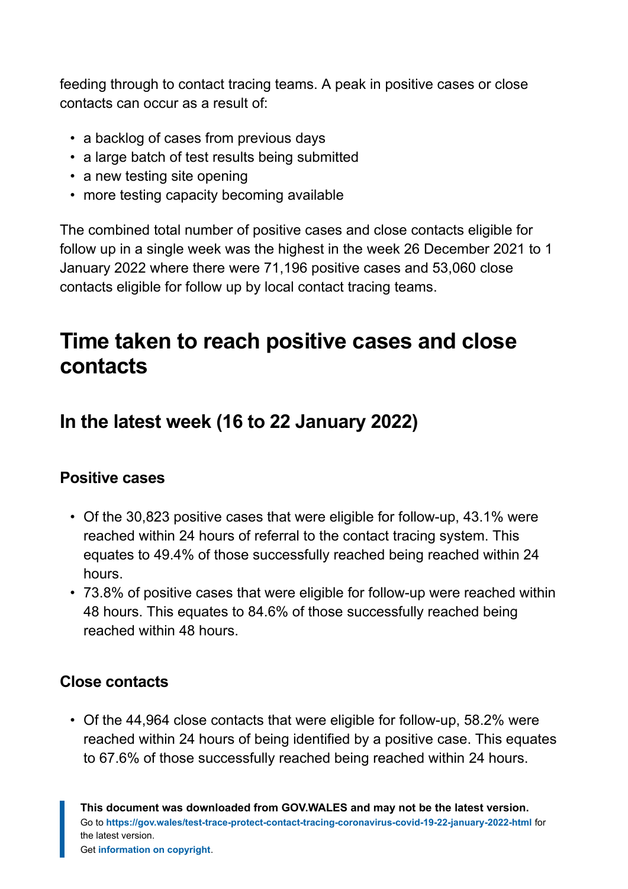feeding through to contact tracing teams. A peak in positive cases or close contacts can occur as a result of:

- a backlog of cases from previous days
- a large batch of test results being submitted
- a new testing site opening
- more testing capacity becoming available

The combined total number of positive cases and close contacts eligible for follow up in a single week was the highest in the week 26 December 2021 to 1 January 2022 where there were 71,196 positive cases and 53,060 close contacts eligible for follow up by local contact tracing teams.

## Time taken to reach positive cases and close contacts

### In the latest week (16 to 22 January 2022)

#### Positive cases

- Of the 30,823 positive cases that were eligible for follow-up, 43.1% were reached within 24 hours of referral to the contact tracing system. This equates to 49.4% of those successfully reached being reached within 24 hours.
- 73.8% of positive cases that were eligible for follow-up were reached within 48 hours. This equates to 84.6% of those successfully reached being reached within 48 hours.

#### Close contacts

- Of the 44,964 close contacts that were eligible for follow-up, 58.2% were reached within 24 hours of being identified by a positive case. This equates to 67.6% of those successfully reached being reached within 24 hours.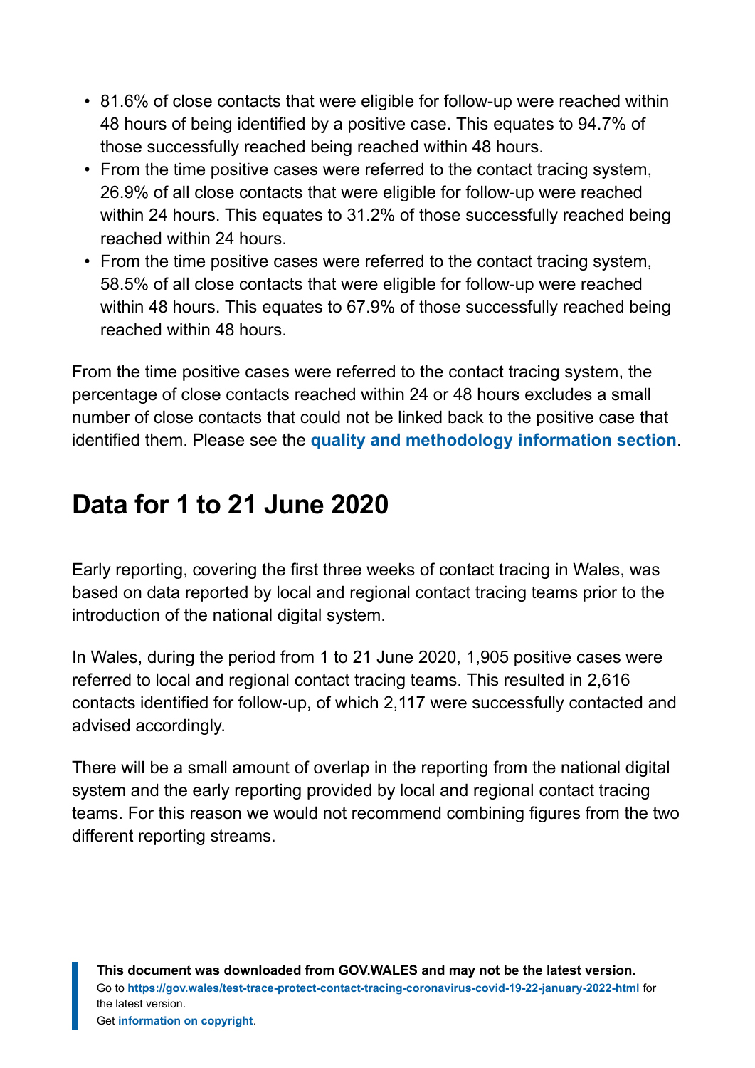- 81.6% of close contacts that were eligible for follow-up were reached within 48 hours of being identified by a positive case. This equates to 94.7% of those successfully reached being reached within 48 hours.
- From the time positive cases were referred to the contact tracing system, 26.9% of all close contacts that were eligible for follow-up were reached within 24 hours. This equates to 31.2% of those successfully reached being reached within 24 hours.
- From the time positive cases were referred to the contact tracing system, 58.5% of all close contacts that were eligible for follow-up were reached within 48 hours. This equates to 67.9% of those successfully reached being reached within 48 hours.

From the time positive cases were referred to the contact tracing system, the percentage of close contacts reached within 24 or 48 hours excludes a small number of close contacts that could not be linked back to the positive case that identified them. Please see the **quality and methodology information section**.

## Data for 1 to 21 June 2020

Early reporting, covering the first three weeks of contact tracing in Wales, was based on data reported by local and regional contact tracing teams prior to the introduction of the national digital system.

In Wales, during the period from 1 to 21 June 2020, 1,905 positive cases were referred to local and regional contact tracing teams. This resulted in 2,616 contacts identified for follow-up, of which 2,117 were successfully contacted and advised accordingly.

There will be a small amount of overlap in the reporting from the national digital system and the early reporting provided by local and regional contact tracing teams. For this reason we would not recommend combining figures from the two different reporting streams.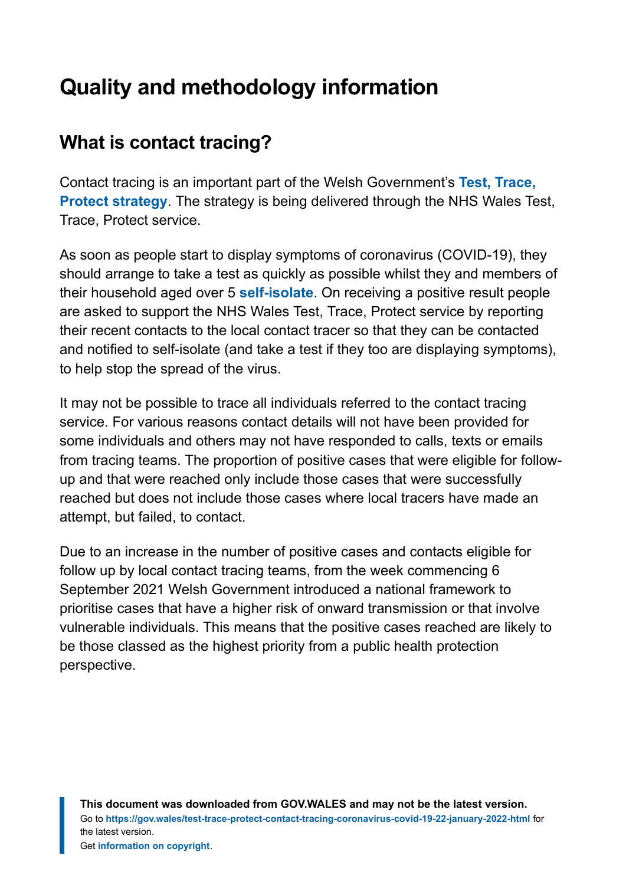# Quality and methodology information

## What is contact tracing?

Contact tracing is an important part of the Welsh Government's **Test, Trace, Protect strategy**. The strategy is being delivered through the NHS Wales Test, Trace, Protect service.

As soon as people start to display symptoms of coronavirus (COVID-19), they should arrange to take a test as quickly as possible whilst they and members of their household aged over 5 **self-isolate**. On receiving a positive result people are asked to support the NHS Wales Test, Trace, Protect service by reporting their recent contacts to the local contact tracer so that they can be contacted and notified to self-isolate (and take a test if they too are displaying symptoms), to help stop the spread of the virus.

It may not be possible to trace all individuals referred to the contact tracing service. For various reasons contact details will not have been provided for some individuals and others may not have responded to calls, texts or emails from tracing teams. The proportion of positive cases that were eligible for follow-up and that were reached only include those cases that were successfully reached but does not include those cases where local tracers have made an attempt, but failed, to contact.

Due to an increase in the number of positive cases and contacts eligible for follow up by local contact tracing teams, from the week commencing 6 September 2021 Welsh Government introduced a national framework to prioritise cases that have a higher risk of onward transmission or that involve vulnerable individuals. This means that the positive cases reached are likely to be those classed as the highest priority from a public health protection perspective.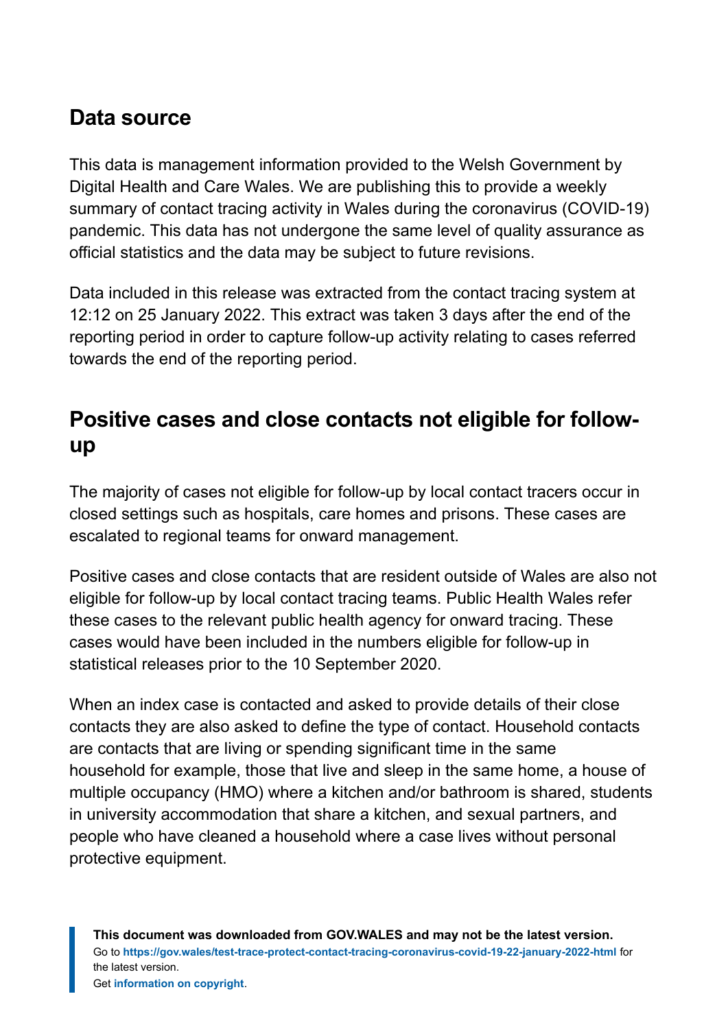## Data source

This data is management information provided to the Welsh Government by Digital Health and Care Wales. We are publishing this to provide a weekly summary of contact tracing activity in Wales during the coronavirus (COVID-19) pandemic. This data has not undergone the same level of quality assurance as official statistics and the data may be subject to future revisions.

Data included in this release was extracted from the contact tracing system at 12:12 on 25 January 2022. This extract was taken 3 days after the end of the reporting period in order to capture follow-up activity relating to cases referred towards the end of the reporting period.

## Positive cases and close contacts not eligible for follow-up

The majority of cases not eligible for follow-up by local contact tracers occur in closed settings such as hospitals, care homes and prisons. These cases are escalated to regional teams for onward management.

Positive cases and close contacts that are resident outside of Wales are also not eligible for follow-up by local contact tracing teams. Public Health Wales refer these cases to the relevant public health agency for onward tracing. These cases would have been included in the numbers eligible for follow-up in statistical releases prior to the 10 September 2020.

When an index case is contacted and asked to provide details of their close contacts they are also asked to define the type of contact. Household contacts are contacts that are living or spending significant time in the same household for example, those that live and sleep in the same home, a house of multiple occupancy (HMO) where a kitchen and/or bathroom is shared, students in university accommodation that share a kitchen, and sexual partners, and people who have cleaned a household where a case lives without personal protective equipment.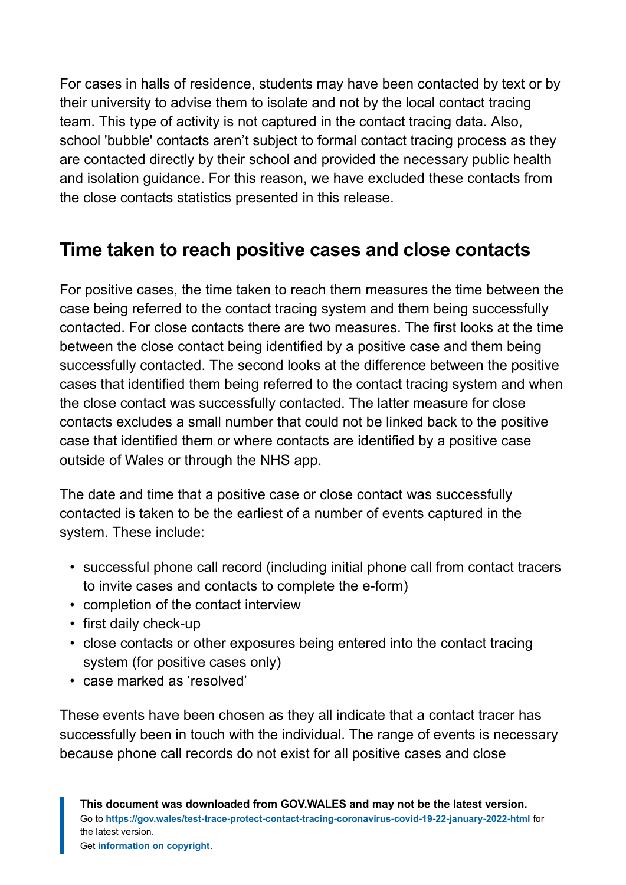For cases in halls of residence, students may have been contacted by text or by their university to advise them to isolate and not by the local contact tracing team. This type of activity is not captured in the contact tracing data. Also, school 'bubble' contacts aren't subject to formal contact tracing process as they are contacted directly by their school and provided the necessary public health and isolation guidance. For this reason, we have excluded these contacts from the close contacts statistics presented in this release.

## Time taken to reach positive cases and close contacts

For positive cases, the time taken to reach them measures the time between the case being referred to the contact tracing system and them being successfully contacted. For close contacts there are two measures. The first looks at the time between the close contact being identified by a positive case and them being successfully contacted. The second looks at the difference between the positive cases that identified them being referred to the contact tracing system and when the close contact was successfully contacted. The latter measure for close contacts excludes a small number that could not be linked back to the positive case that identified them or where contacts are identified by a positive case outside of Wales or through the NHS app.

The date and time that a positive case or close contact was successfully contacted is taken to be the earliest of a number of events captured in the system. These include:

- successful phone call record (including initial phone call from contact tracers to invite cases and contacts to complete the e-form)
- completion of the contact interview
- first daily check-up
- close contacts or other exposures being entered into the contact tracing system (for positive cases only)
- case marked as 'resolved'

These events have been chosen as they all indicate that a contact tracer has successfully been in touch with the individual. The range of events is necessary because phone call records do not exist for all positive cases and close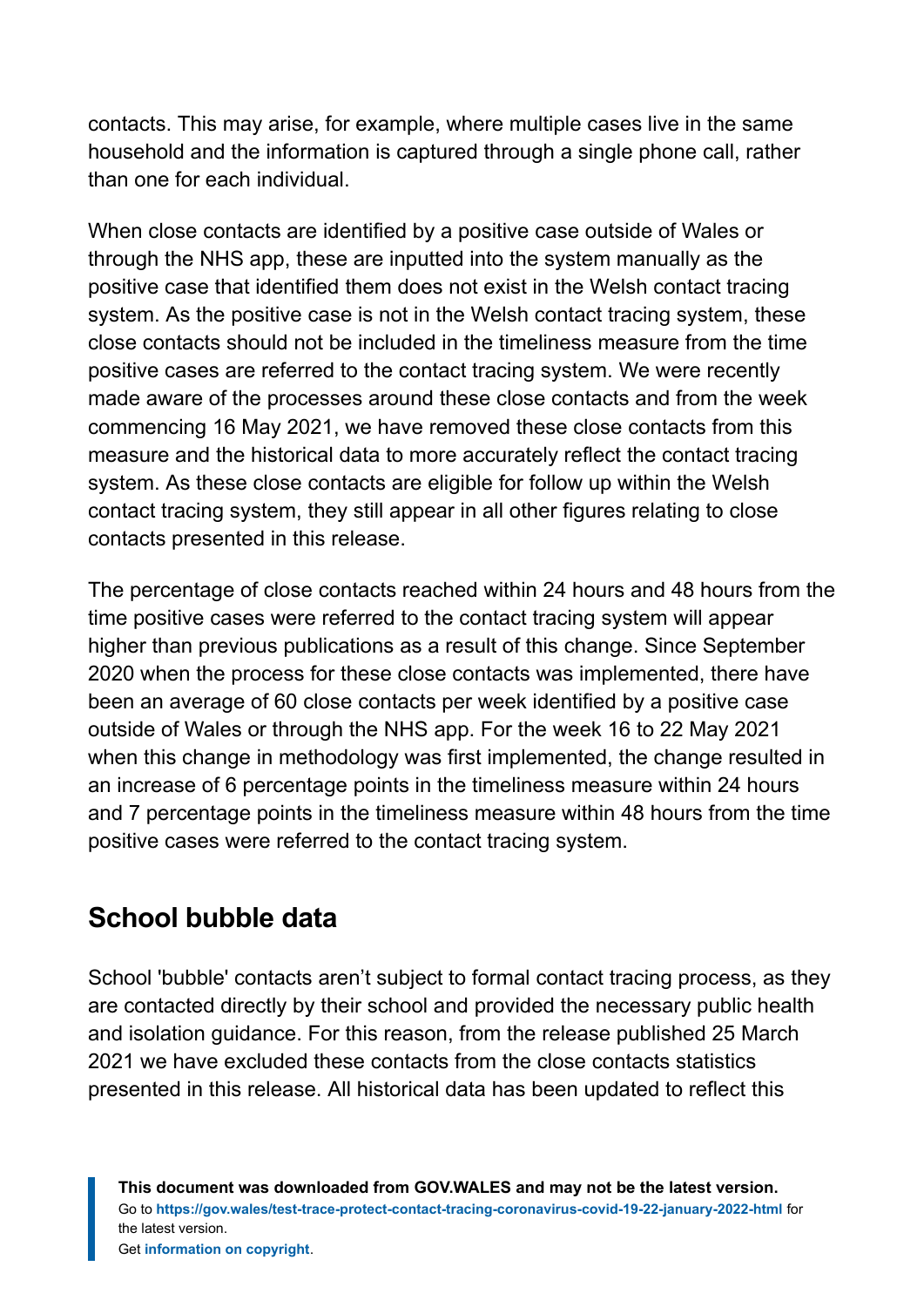contacts. This may arise, for example, where multiple cases live in the same household and the information is captured through a single phone call, rather than one for each individual.

When close contacts are identified by a positive case outside of Wales or through the NHS app, these are inputted into the system manually as the positive case that identified them does not exist in the Welsh contact tracing system. As the positive case is not in the Welsh contact tracing system, these close contacts should not be included in the timeliness measure from the time positive cases are referred to the contact tracing system. We were recently made aware of the processes around these close contacts and from the week commencing 16 May 2021, we have removed these close contacts from this measure and the historical data to more accurately reflect the contact tracing system. As these close contacts are eligible for follow up within the Welsh contact tracing system, they still appear in all other figures relating to close contacts presented in this release.

The percentage of close contacts reached within 24 hours and 48 hours from the time positive cases were referred to the contact tracing system will appear higher than previous publications as a result of this change. Since September 2020 when the process for these close contacts was implemented, there have been an average of 60 close contacts per week identified by a positive case outside of Wales or through the NHS app. For the week 16 to 22 May 2021 when this change in methodology was first implemented, the change resulted in an increase of 6 percentage points in the timeliness measure within 24 hours and 7 percentage points in the timeliness measure within 48 hours from the time positive cases were referred to the contact tracing system.

## School bubble data

School 'bubble' contacts aren't subject to formal contact tracing process, as they are contacted directly by their school and provided the necessary public health and isolation guidance. For this reason, from the release published 25 March 2021 we have excluded these contacts from the close contacts statistics presented in this release. All historical data has been updated to reflect this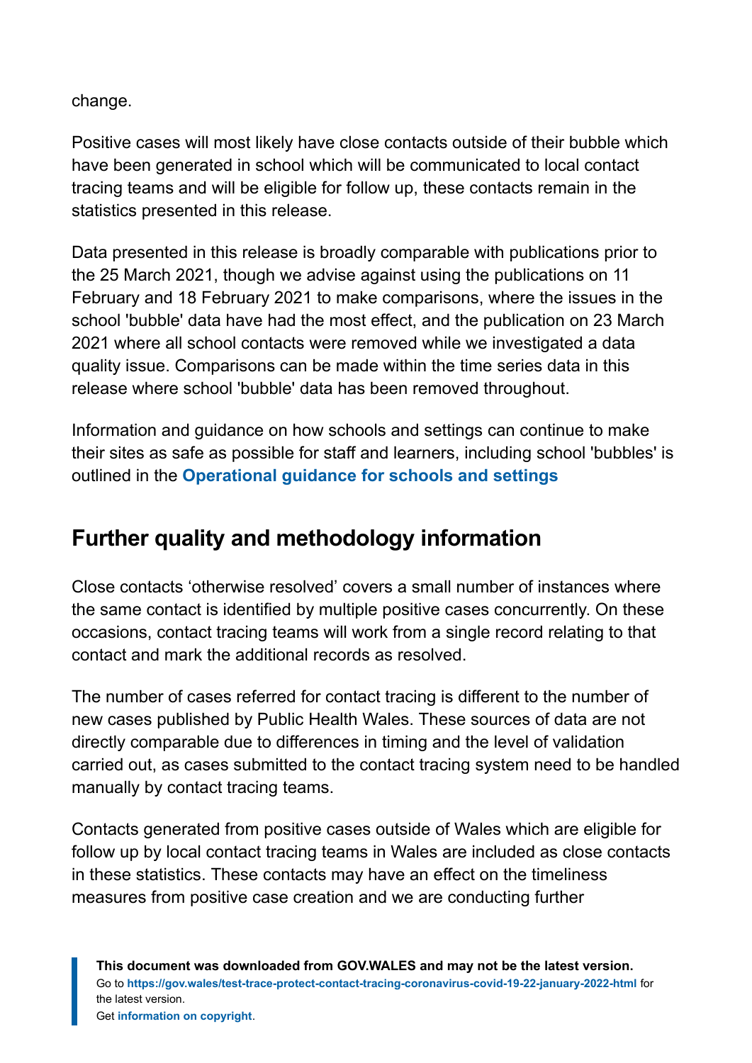change.

Positive cases will most likely have close contacts outside of their bubble which have been generated in school which will be communicated to local contact tracing teams and will be eligible for follow up, these contacts remain in the statistics presented in this release.

Data presented in this release is broadly comparable with publications prior to the 25 March 2021, though we advise against using the publications on 11 February and 18 February 2021 to make comparisons, where the issues in the school 'bubble' data have had the most effect, and the publication on 23 March 2021 where all school contacts were removed while we investigated a data quality issue. Comparisons can be made within the time series data in this release where school 'bubble' data has been removed throughout.

Information and guidance on how schools and settings can continue to make their sites as safe as possible for staff and learners, including school 'bubbles' is outlined in the **Operational guidance for schools and settings**

## Further quality and methodology information

Close contacts ‘otherwise resolved’ covers a small number of instances where the same contact is identified by multiple positive cases concurrently. On these occasions, contact tracing teams will work from a single record relating to that contact and mark the additional records as resolved.

The number of cases referred for contact tracing is different to the number of new cases published by Public Health Wales. These sources of data are not directly comparable due to differences in timing and the level of validation carried out, as cases submitted to the contact tracing system need to be handled manually by contact tracing teams.

Contacts generated from positive cases outside of Wales which are eligible for follow up by local contact tracing teams in Wales are included as close contacts in these statistics. These contacts may have an effect on the timeliness measures from positive case creation and we are conducting further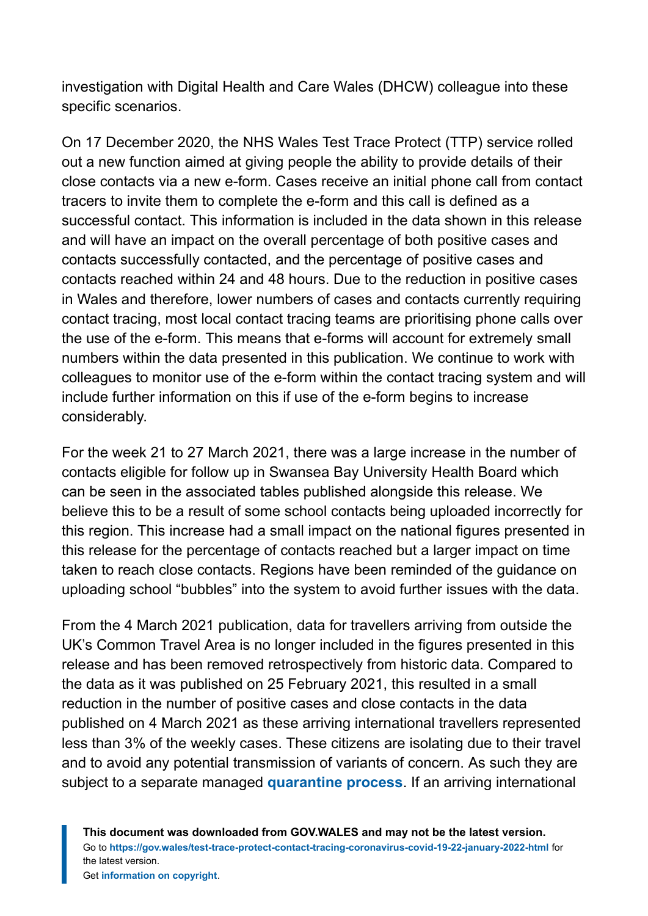investigation with Digital Health and Care Wales (DHCW) colleague into these specific scenarios.

On 17 December 2020, the NHS Wales Test Trace Protect (TTP) service rolled out a new function aimed at giving people the ability to provide details of their close contacts via a new e-form. Cases receive an initial phone call from contact tracers to invite them to complete the e-form and this call is defined as a successful contact. This information is included in the data shown in this release and will have an impact on the overall percentage of both positive cases and contacts successfully contacted, and the percentage of positive cases and contacts reached within 24 and 48 hours. Due to the reduction in positive cases in Wales and therefore, lower numbers of cases and contacts currently requiring contact tracing, most local contact tracing teams are prioritising phone calls over the use of the e-form. This means that e-forms will account for extremely small numbers within the data presented in this publication. We continue to work with colleagues to monitor use of the e-form within the contact tracing system and will include further information on this if use of the e-form begins to increase considerably.

For the week 21 to 27 March 2021, there was a large increase in the number of contacts eligible for follow up in Swansea Bay University Health Board which can be seen in the associated tables published alongside this release. We believe this to be a result of some school contacts being uploaded incorrectly for this region. This increase had a small impact on the national figures presented in this release for the percentage of contacts reached but a larger impact on time taken to reach close contacts. Regions have been reminded of the guidance on uploading school "bubbles" into the system to avoid further issues with the data.

From the 4 March 2021 publication, data for travellers arriving from outside the UK's Common Travel Area is no longer included in the figures presented in this release and has been removed retrospectively from historic data. Compared to the data as it was published on 25 February 2021, this resulted in a small reduction in the number of positive cases and close contacts in the data published on 4 March 2021 as these arriving international travellers represented less than 3% of the weekly cases. These citizens are isolating due to their travel and to avoid any potential transmission of variants of concern. As such they are subject to a separate managed **quarantine process**. If an arriving international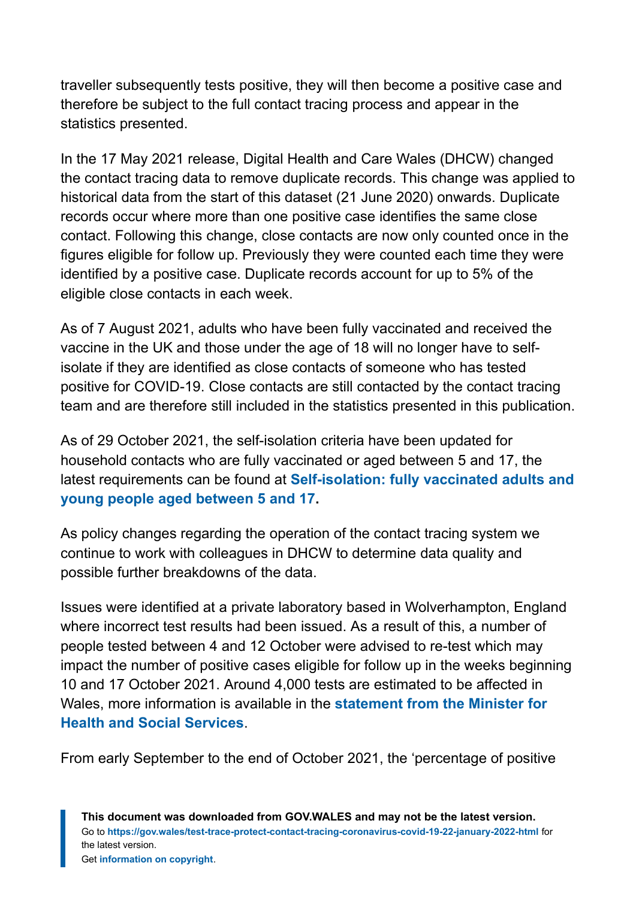traveller subsequently tests positive, they will then become a positive case and therefore be subject to the full contact tracing process and appear in the statistics presented.

In the 17 May 2021 release, Digital Health and Care Wales (DHCW) changed the contact tracing data to remove duplicate records. This change was applied to historical data from the start of this dataset (21 June 2020) onwards. Duplicate records occur where more than one positive case identifies the same close contact. Following this change, close contacts are now only counted once in the figures eligible for follow up. Previously they were counted each time they were identified by a positive case. Duplicate records account for up to 5% of the eligible close contacts in each week.

As of 7 August 2021, adults who have been fully vaccinated and received the vaccine in the UK and those under the age of 18 will no longer have to self-isolate if they are identified as close contacts of someone who has tested positive for COVID-19. Close contacts are still contacted by the contact tracing team and are therefore still included in the statistics presented in this publication.

As of 29 October 2021, the self-isolation criteria have been updated for household contacts who are fully vaccinated or aged between 5 and 17, the latest requirements can be found at **Self-isolation: fully vaccinated adults and young people aged between 5 and 17**.

As policy changes regarding the operation of the contact tracing system we continue to work with colleagues in DHCW to determine data quality and possible further breakdowns of the data.

Issues were identified at a private laboratory based in Wolverhampton, England where incorrect test results had been issued. As a result of this, a number of people tested between 4 and 12 October were advised to re-test which may impact the number of positive cases eligible for follow up in the weeks beginning 10 and 17 October 2021. Around 4,000 tests are estimated to be affected in Wales, more information is available in the **statement from the Minister for Health and Social Services**.

From early September to the end of October 2021, the 'percentage of positive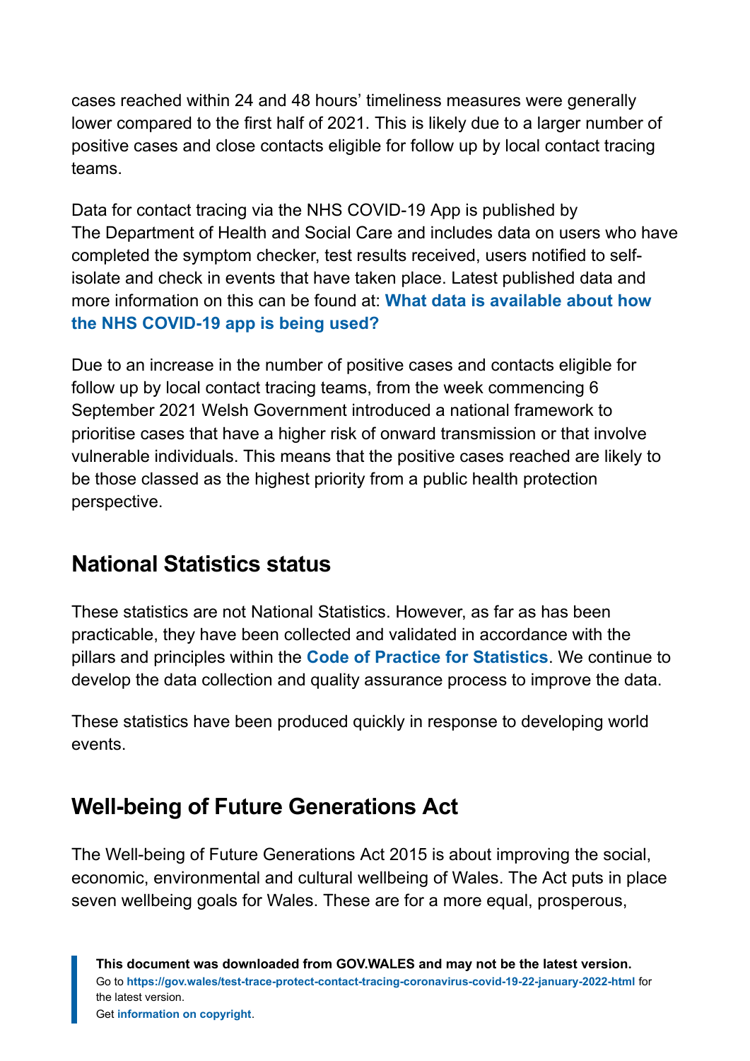cases reached within 24 and 48 hours' timeliness measures were generally lower compared to the first half of 2021. This is likely due to a larger number of positive cases and close contacts eligible for follow up by local contact tracing teams.

Data for contact tracing via the NHS COVID-19 App is published by The Department of Health and Social Care and includes data on users who have completed the symptom checker, test results received, users notified to self-isolate and check in events that have taken place. Latest published data and more information on this can be found at: **What data is available about how the NHS COVID-19 app is being used?**

Due to an increase in the number of positive cases and contacts eligible for follow up by local contact tracing teams, from the week commencing 6 September 2021 Welsh Government introduced a national framework to prioritise cases that have a higher risk of onward transmission or that involve vulnerable individuals. This means that the positive cases reached are likely to be those classed as the highest priority from a public health protection perspective.

## National Statistics status

These statistics are not National Statistics. However, as far as has been practicable, they have been collected and validated in accordance with the pillars and principles within the **Code of Practice for Statistics**. We continue to develop the data collection and quality assurance process to improve the data.

These statistics have been produced quickly in response to developing world events.

## Well-being of Future Generations Act

The Well-being of Future Generations Act 2015 is about improving the social, economic, environmental and cultural wellbeing of Wales. The Act puts in place seven wellbeing goals for Wales. These are for a more equal, prosperous,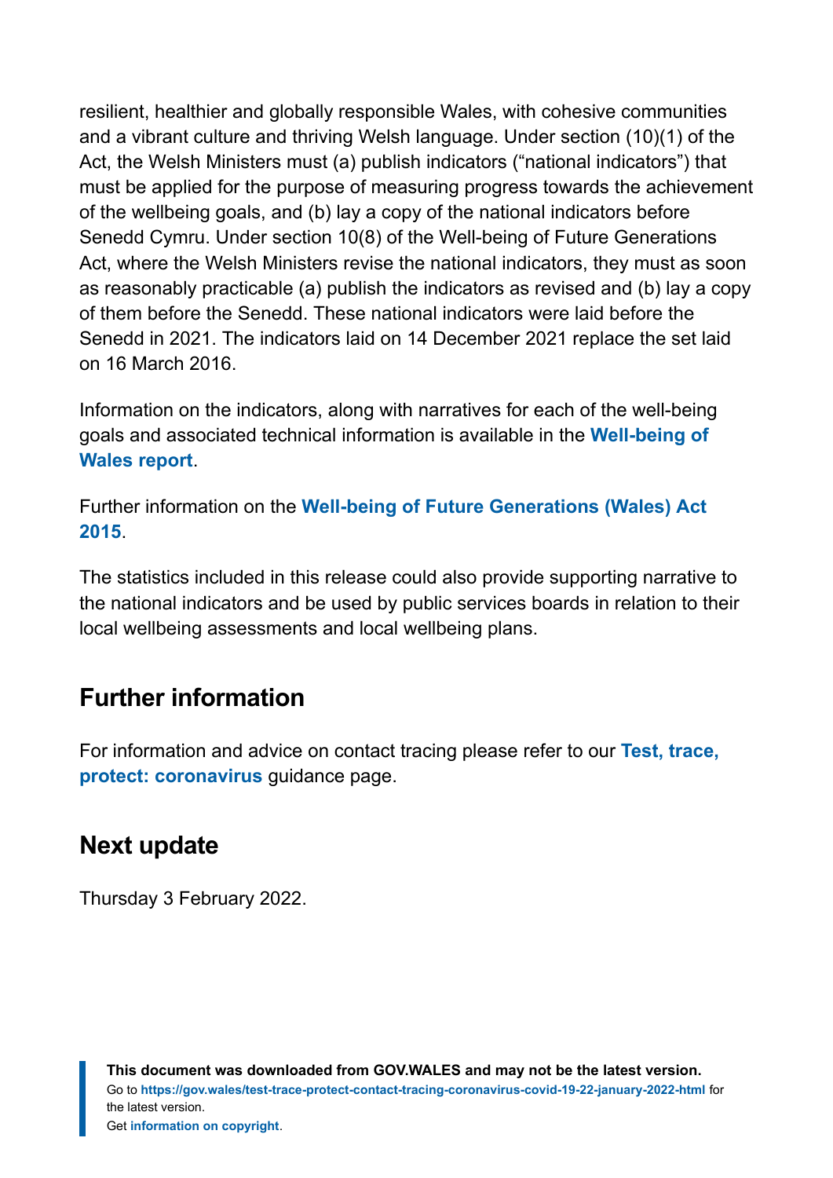resilient, healthier and globally responsible Wales, with cohesive communities and a vibrant culture and thriving Welsh language. Under section (10)(1) of the Act, the Welsh Ministers must (a) publish indicators ("national indicators") that must be applied for the purpose of measuring progress towards the achievement of the wellbeing goals, and (b) lay a copy of the national indicators before Senedd Cymru. Under section 10(8) of the Well-being of Future Generations Act, where the Welsh Ministers revise the national indicators, they must as soon as reasonably practicable (a) publish the indicators as revised and (b) lay a copy of them before the Senedd. These national indicators were laid before the Senedd in 2021. The indicators laid on 14 December 2021 replace the set laid on 16 March 2016.

Information on the indicators, along with narratives for each of the well-being goals and associated technical information is available in the **Well-being of Wales report**.

Further information on the **Well-being of Future Generations (Wales) Act 2015**.

The statistics included in this release could also provide supporting narrative to the national indicators and be used by public services boards in relation to their local wellbeing assessments and local wellbeing plans.

## Further information

For information and advice on contact tracing please refer to our **Test, trace, protect: coronavirus** guidance page.

## Next update

Thursday 3 February 2022.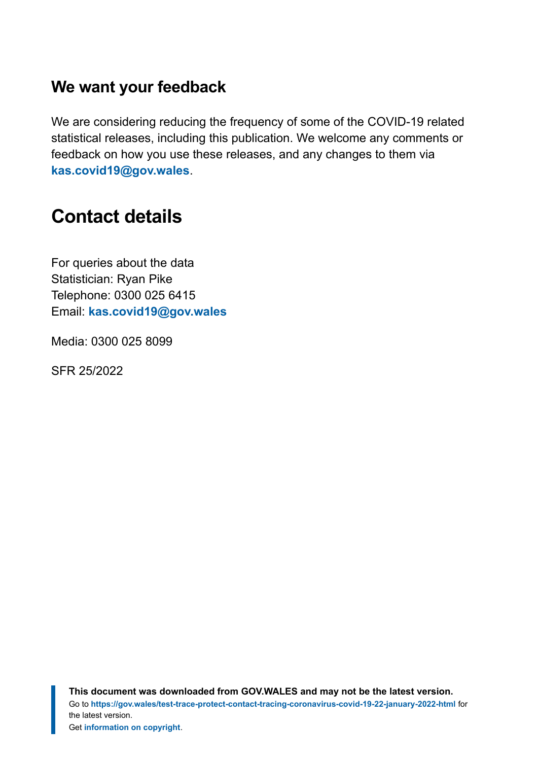### We want your feedback

We are considering reducing the frequency of some of the COVID-19 related statistical releases, including this publication. We welcome any comments or feedback on how you use these releases, and any changes to them via **kas.covid19@gov.wales**.

## Contact details

For queries about the data
Statistician: Ryan Pike
Telephone: 0300 025 6415
Email: **kas.covid19@gov.wales**

Media: 0300 025 8099

SFR 25/2022

**This document was downloaded from GOV.WALES and may not be the latest version.**
Go to **https://gov.wales/test-trace-protect-contact-tracing-coronavirus-covid-19-22-january-2022-html** for the latest version.
Get **information on copyright**.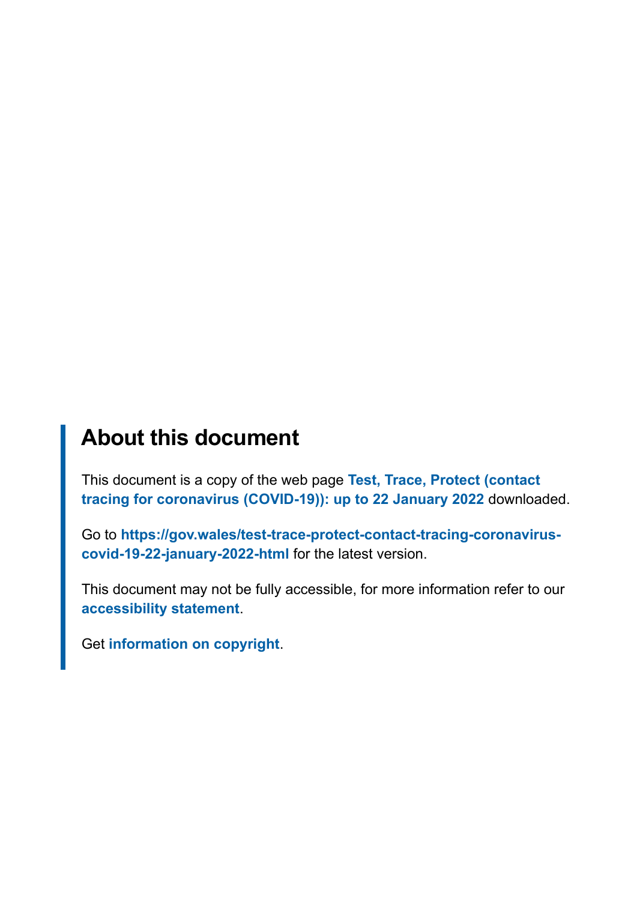## About this document

This document is a copy of the web page **Test, Trace, Protect (contact tracing for coronavirus (COVID-19)): up to 22 January 2022** downloaded.

Go to **https://gov.wales/test-trace-protect-contact-tracing-coronavirus-covid-19-22-january-2022-html** for the latest version.

This document may not be fully accessible, for more information refer to our **accessibility statement**.

Get **information on copyright**.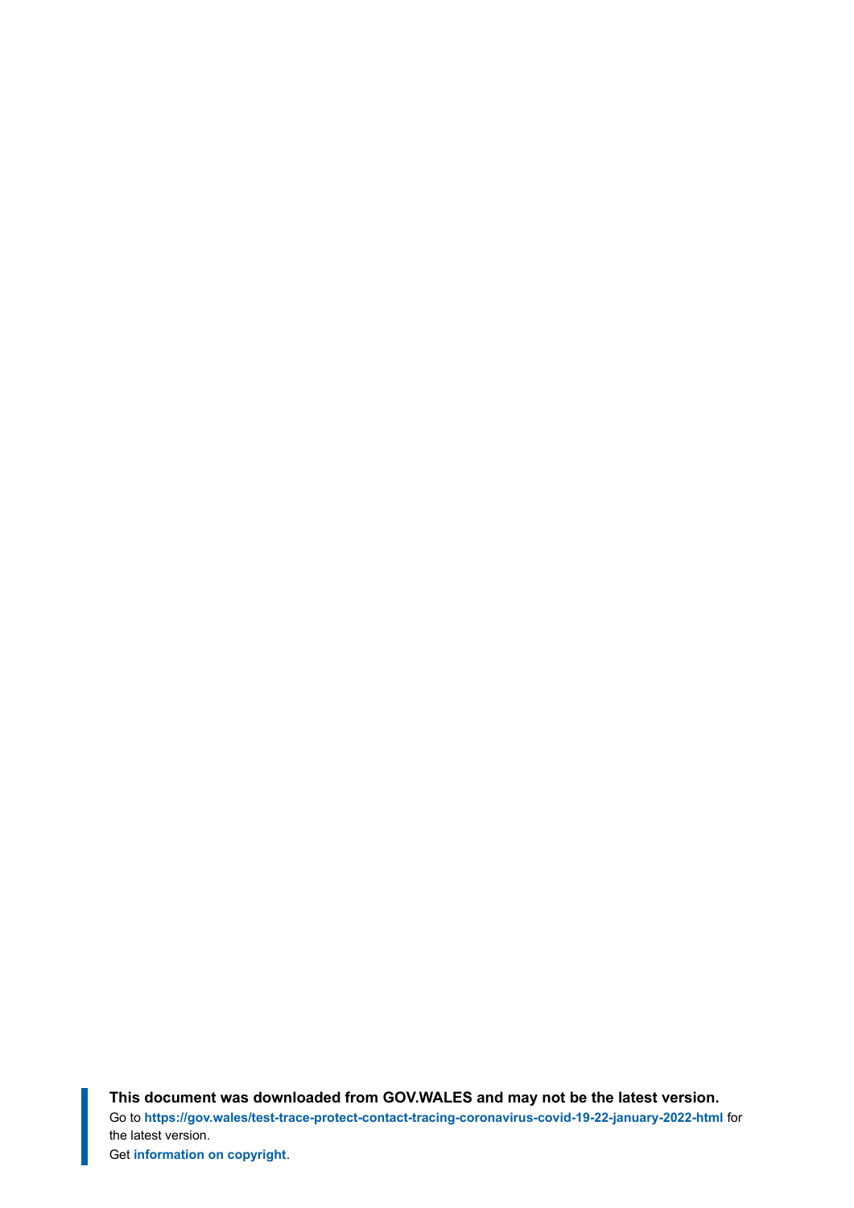**This document was downloaded from GOV.WALES and may not be the latest version.**

Go to **https://gov.wales/test-trace-protect-contact-tracing-coronavirus-covid-19-22-january-2022-html** for the latest version.

Get **information on copyright**.